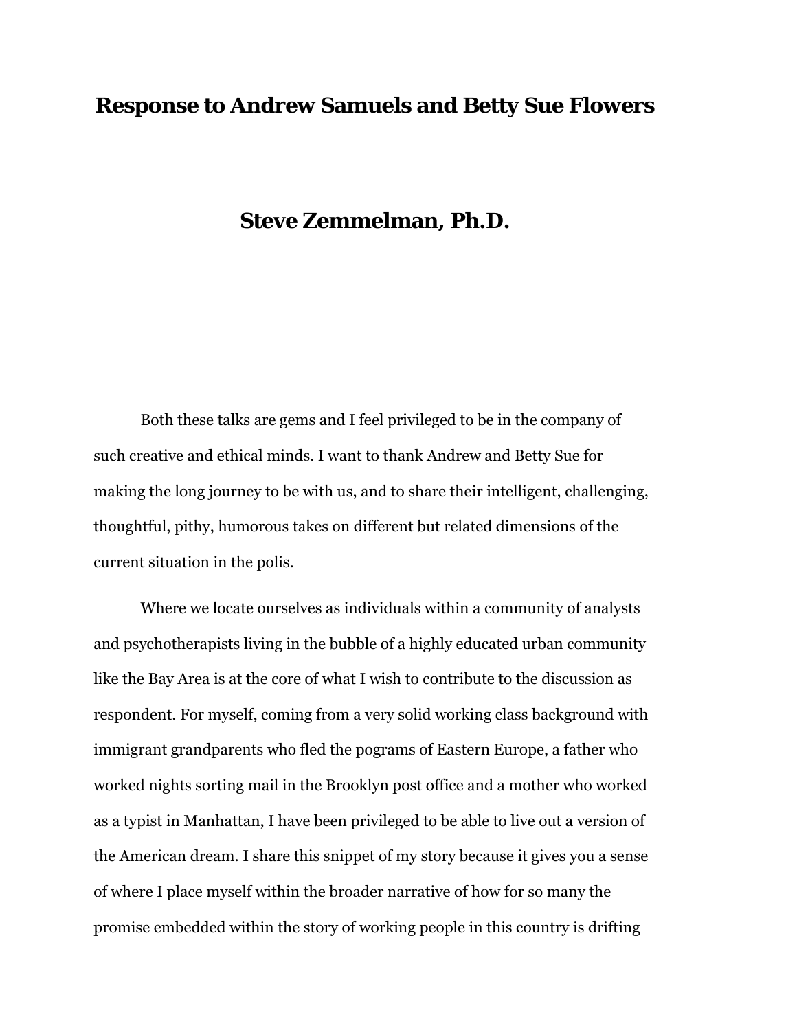# Response to Andrew Samuels and Betty Sue Flowers

## Steve Zemmelman, Ph.D.

Both these talks are gems and I feel privileged to be in the company of such creative and ethical minds. I want to thank Andrew and Betty Sue for making the long journey to be with us, and to share their intelligent, challenging, thoughtful, pithy, humorous takes on different but related dimensions of the current situation in the polis.

Where we locate ourselves as individuals within a community of analysts and psychotherapists living in the bubble of a highly educated urban community like the Bay Area is at the core of what I wish to contribute to the discussion as respondent. For myself, coming from a very solid working class background with immigrant grandparents who fled the pograms of Eastern Europe, a father who worked nights sorting mail in the Brooklyn post office and a mother who worked as a typist in Manhattan, I have been privileged to be able to live out a version of the American dream. I share this snippet of my story because it gives you a sense of where I place myself within the broader narrative of how for so many the promise embedded within the story of working people in this country is drifting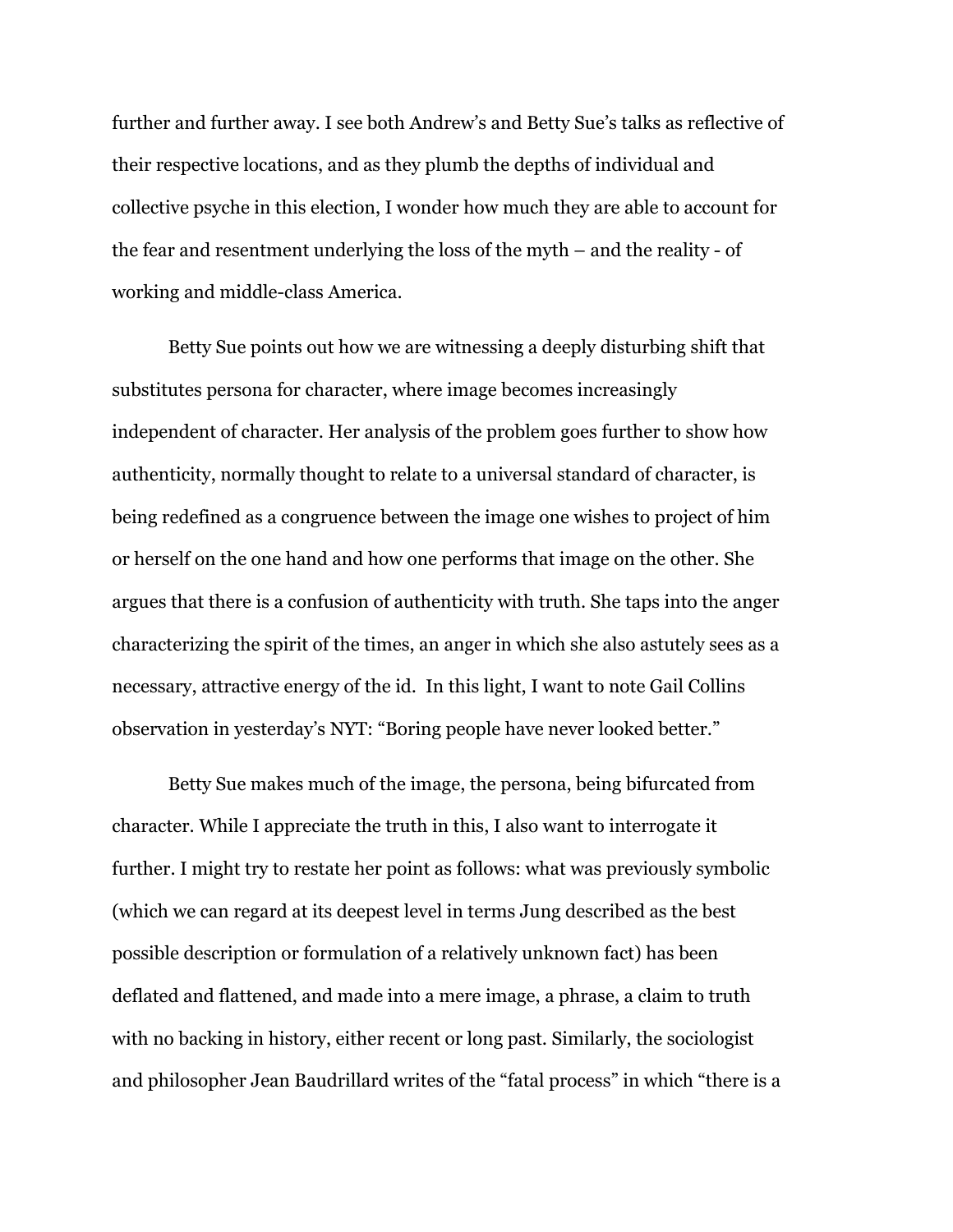further and further away. I see both Andrew's and Betty Sue's talks as reflective of their respective locations, and as they plumb the depths of individual and collective psyche in this election, I wonder how much they are able to account for the fear and resentment underlying the loss of the myth – and the reality - of working and middle-class America.

Betty Sue points out how we are witnessing a deeply disturbing shift that substitutes persona for character, where image becomes increasingly independent of character. Her analysis of the problem goes further to show how authenticity, normally thought to relate to a universal standard of character, is being redefined as a congruence between the image one wishes to project of him or herself on the one hand and how one performs that image on the other. She argues that there is a confusion of authenticity with truth. She taps into the anger characterizing the spirit of the times, an anger in which she also astutely sees as a necessary, attractive energy of the id. In this light, I want to note Gail Collins observation in yesterday's NYT: "Boring people have never looked better."

Betty Sue makes much of the image, the persona, being bifurcated from character. While I appreciate the truth in this, I also want to interrogate it further. I might try to restate her point as follows: what was previously symbolic (which we can regard at its deepest level in terms Jung described as the best possible description or formulation of a relatively unknown fact) has been deflated and flattened, and made into a mere image, a phrase, a claim to truth with no backing in history, either recent or long past. Similarly, the sociologist and philosopher Jean Baudrillard writes of the "fatal process" in which "there is a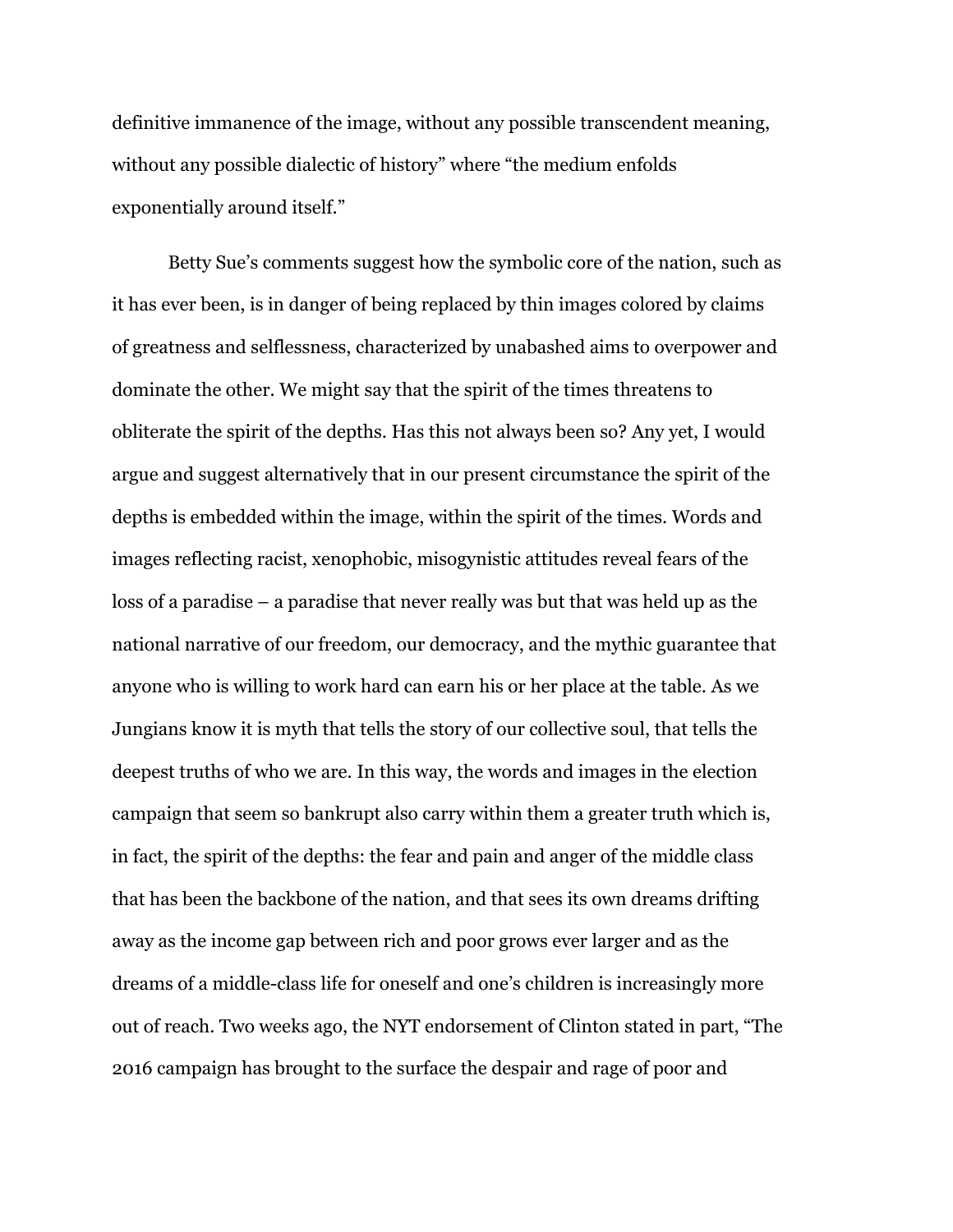definitive immanence of the image, without any possible transcendent meaning, without any possible dialectic of history" where "the medium enfolds exponentially around itself."

Betty Sue's comments suggest how the symbolic core of the nation, such as it has ever been, is in danger of being replaced by thin images colored by claims of greatness and selflessness, characterized by unabashed aims to overpower and dominate the other. We might say that the spirit of the times threatens to obliterate the spirit of the depths. Has this not always been so? Any yet, I would argue and suggest alternatively that in our present circumstance the spirit of the depths is embedded within the image, within the spirit of the times. Words and images reflecting racist, xenophobic, misogynistic attitudes reveal fears of the loss of a paradise – a paradise that never really was but that was held up as the national narrative of our freedom, our democracy, and the mythic guarantee that anyone who is willing to work hard can earn his or her place at the table. As we Jungians know it is myth that tells the story of our collective soul, that tells the deepest truths of who we are. In this way, the words and images in the election campaign that seem so bankrupt also carry within them a greater truth which is, in fact, the spirit of the depths: the fear and pain and anger of the middle class that has been the backbone of the nation, and that sees its own dreams drifting away as the income gap between rich and poor grows ever larger and as the dreams of a middle-class life for oneself and one's children is increasingly more out of reach. Two weeks ago, the NYT endorsement of Clinton stated in part, "The 2016 campaign has brought to the surface the despair and rage of poor and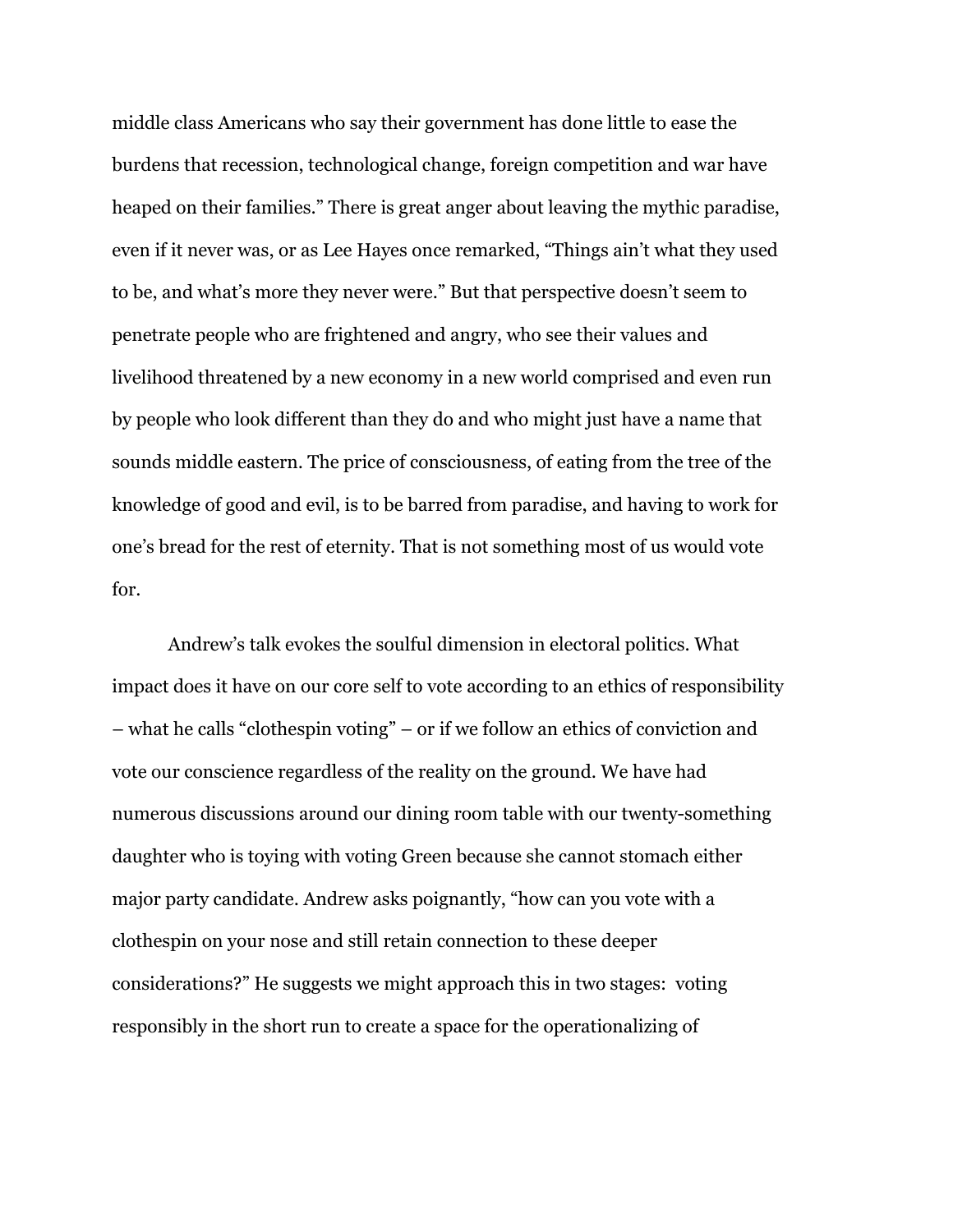middle class Americans who say their government has done little to ease the burdens that recession, technological change, foreign competition and war have heaped on their families." There is great anger about leaving the mythic paradise, even if it never was, or as Lee Hayes once remarked, "Things ain't what they used to be, and what's more they never were." But that perspective doesn't seem to penetrate people who are frightened and angry, who see their values and livelihood threatened by a new economy in a new world comprised and even run by people who look different than they do and who might just have a name that sounds middle eastern. The price of consciousness, of eating from the tree of the knowledge of good and evil, is to be barred from paradise, and having to work for one's bread for the rest of eternity. That is not something most of us would vote for.

Andrew's talk evokes the soulful dimension in electoral politics. What impact does it have on our core self to vote according to an ethics of responsibility – what he calls "clothespin voting" – or if we follow an ethics of conviction and vote our conscience regardless of the reality on the ground. We have had numerous discussions around our dining room table with our twenty-something daughter who is toying with voting Green because she cannot stomach either major party candidate. Andrew asks poignantly, "how can you vote with a clothespin on your nose and still retain connection to these deeper considerations?" He suggests we might approach this in two stages: voting responsibly in the short run to create a space for the operationalizing of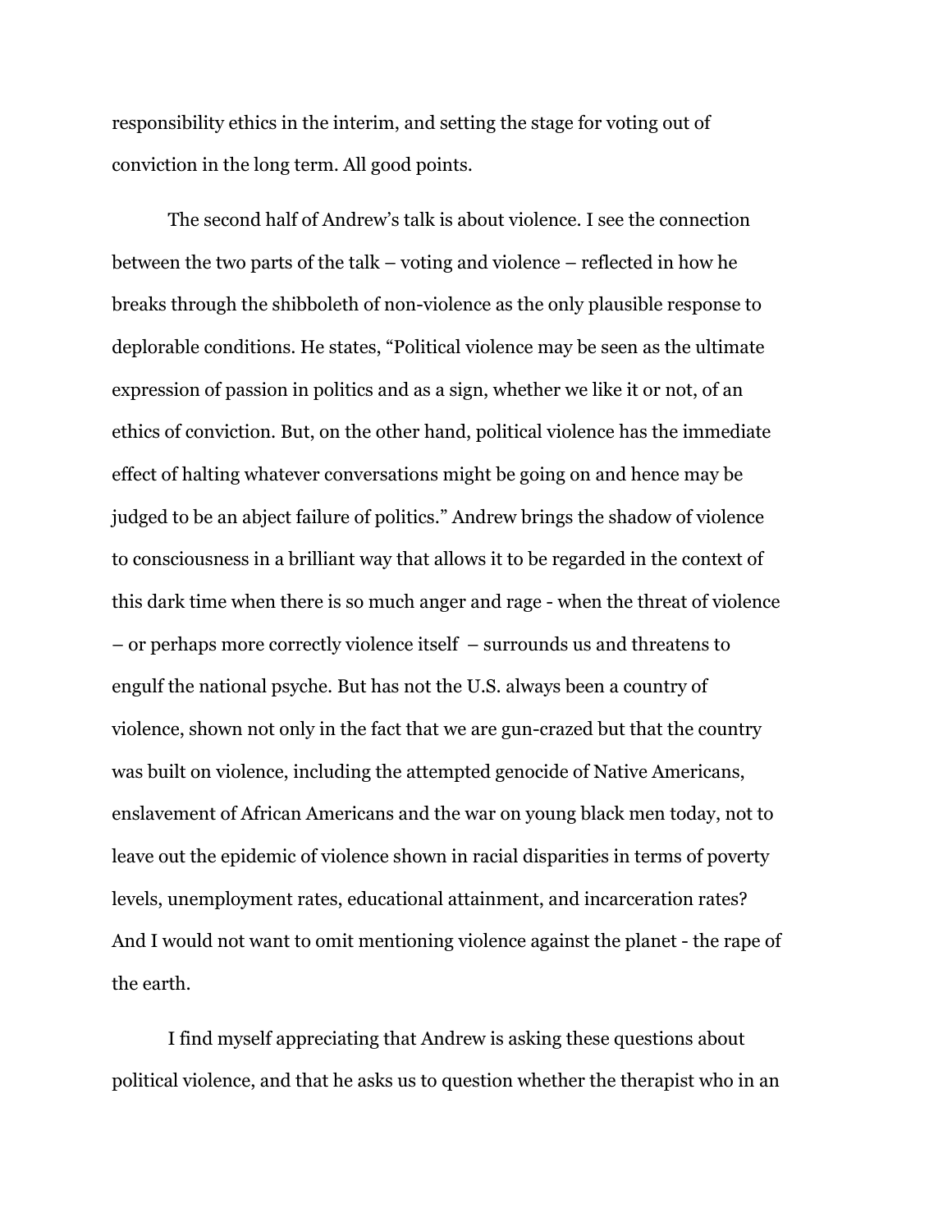responsibility ethics in the interim, and setting the stage for voting out of conviction in the long term. All good points.

The second half of Andrew's talk is about violence. I see the connection between the two parts of the talk – voting and violence – reflected in how he breaks through the shibboleth of non-violence as the only plausible response to deplorable conditions. He states, "Political violence may be seen as the ultimate expression of passion in politics and as a sign, whether we like it or not, of an ethics of conviction. But, on the other hand, political violence has the immediate effect of halting whatever conversations might be going on and hence may be judged to be an abject failure of politics." Andrew brings the shadow of violence to consciousness in a brilliant way that allows it to be regarded in the context of this dark time when there is so much anger and rage - when the threat of violence – or perhaps more correctly violence itself – surrounds us and threatens to engulf the national psyche. But has not the U.S. always been a country of violence, shown not only in the fact that we are gun-crazed but that the country was built on violence, including the attempted genocide of Native Americans, enslavement of African Americans and the war on young black men today, not to leave out the epidemic of violence shown in racial disparities in terms of poverty levels, unemployment rates, educational attainment, and incarceration rates? And I would not want to omit mentioning violence against the planet - the rape of the earth.

I find myself appreciating that Andrew is asking these questions about political violence, and that he asks us to question whether the therapist who in an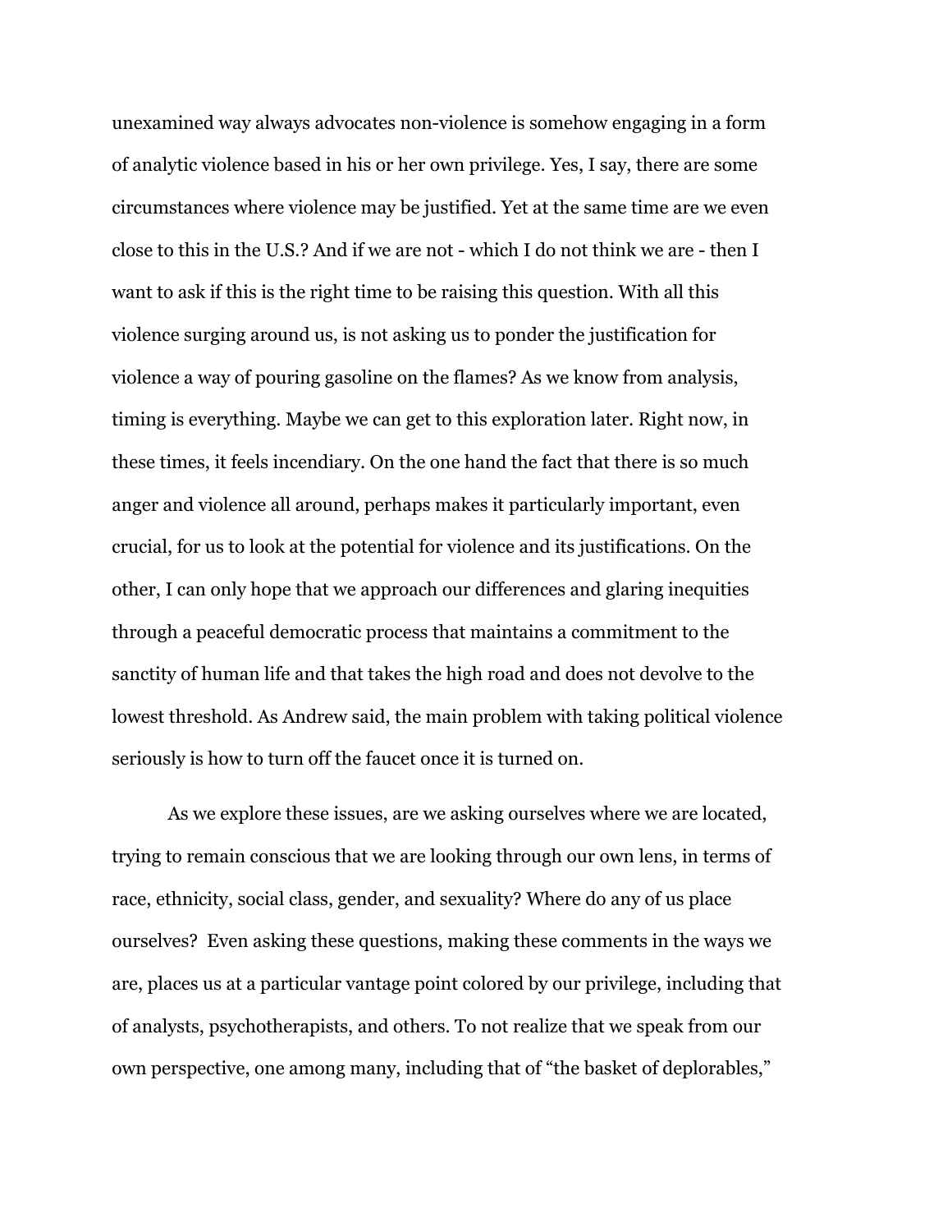unexamined way always advocates non-violence is somehow engaging in a form of analytic violence based in his or her own privilege. Yes, I say, there are some circumstances where violence may be justified. Yet at the same time are we even close to this in the U.S.? And if we are not - which I do not think we are - then I want to ask if this is the right time to be raising this question. With all this violence surging around us, is not asking us to ponder the justification for violence a way of pouring gasoline on the flames? As we know from analysis, timing is everything. Maybe we can get to this exploration later. Right now, in these times, it feels incendiary. On the one hand the fact that there is so much anger and violence all around, perhaps makes it particularly important, even crucial, for us to look at the potential for violence and its justifications. On the other, I can only hope that we approach our differences and glaring inequities through a peaceful democratic process that maintains a commitment to the sanctity of human life and that takes the high road and does not devolve to the lowest threshold. As Andrew said, the main problem with taking political violence seriously is how to turn off the faucet once it is turned on.

As we explore these issues, are we asking ourselves where we are located, trying to remain conscious that we are looking through our own lens, in terms of race, ethnicity, social class, gender, and sexuality? Where do any of us place ourselves? Even asking these questions, making these comments in the ways we are, places us at a particular vantage point colored by our privilege, including that of analysts, psychotherapists, and others. To not realize that we speak from our own perspective, one among many, including that of "the basket of deplorables,"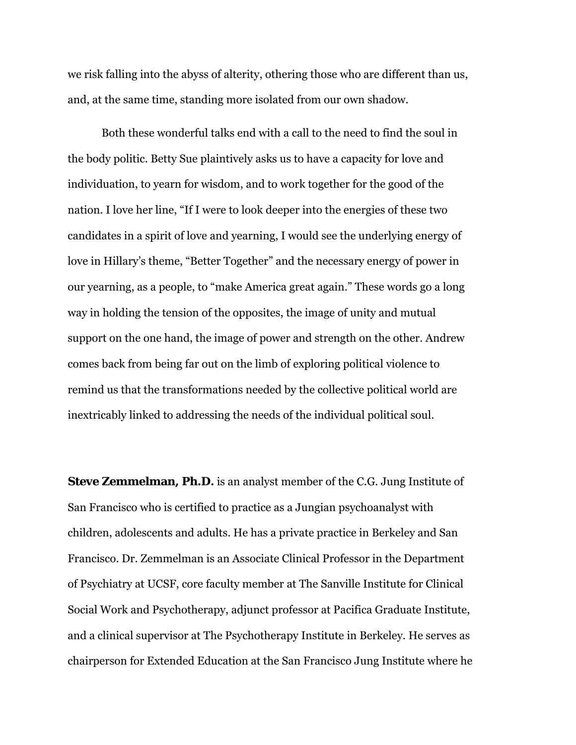we risk falling into the abyss of alterity, othering those who are different than us, and, at the same time, standing more isolated from our own shadow.

Both these wonderful talks end with a call to the need to find the soul in the body politic. Betty Sue plaintively asks us to have a capacity for love and individuation, to yearn for wisdom, and to work together for the good of the nation. I love her line, "If I were to look deeper into the energies of these two candidates in a spirit of love and yearning, I would see the underlying energy of love in Hillary's theme, "Better Together" and the necessary energy of power in our yearning, as a people, to "make America great again." These words go a long way in holding the tension of the opposites, the image of unity and mutual support on the one hand, the image of power and strength on the other. Andrew comes back from being far out on the limb of exploring political violence to remind us that the transformations needed by the collective political world are inextricably linked to addressing the needs of the individual political soul.

**Steve Zemmelman, Ph.D.** is an analyst member of the C.G. Jung Institute of San Francisco who is certified to practice as a Jungian psychoanalyst with children, adolescents and adults. He has a private practice in Berkeley and San Francisco. Dr. Zemmelman is an Associate Clinical Professor in the Department of Psychiatry at UCSF, core faculty member at The Sanville Institute for Clinical Social Work and Psychotherapy, adjunct professor at Pacifica Graduate Institute, and a clinical supervisor at The Psychotherapy Institute in Berkeley. He serves as chairperson for Extended Education at the San Francisco Jung Institute where he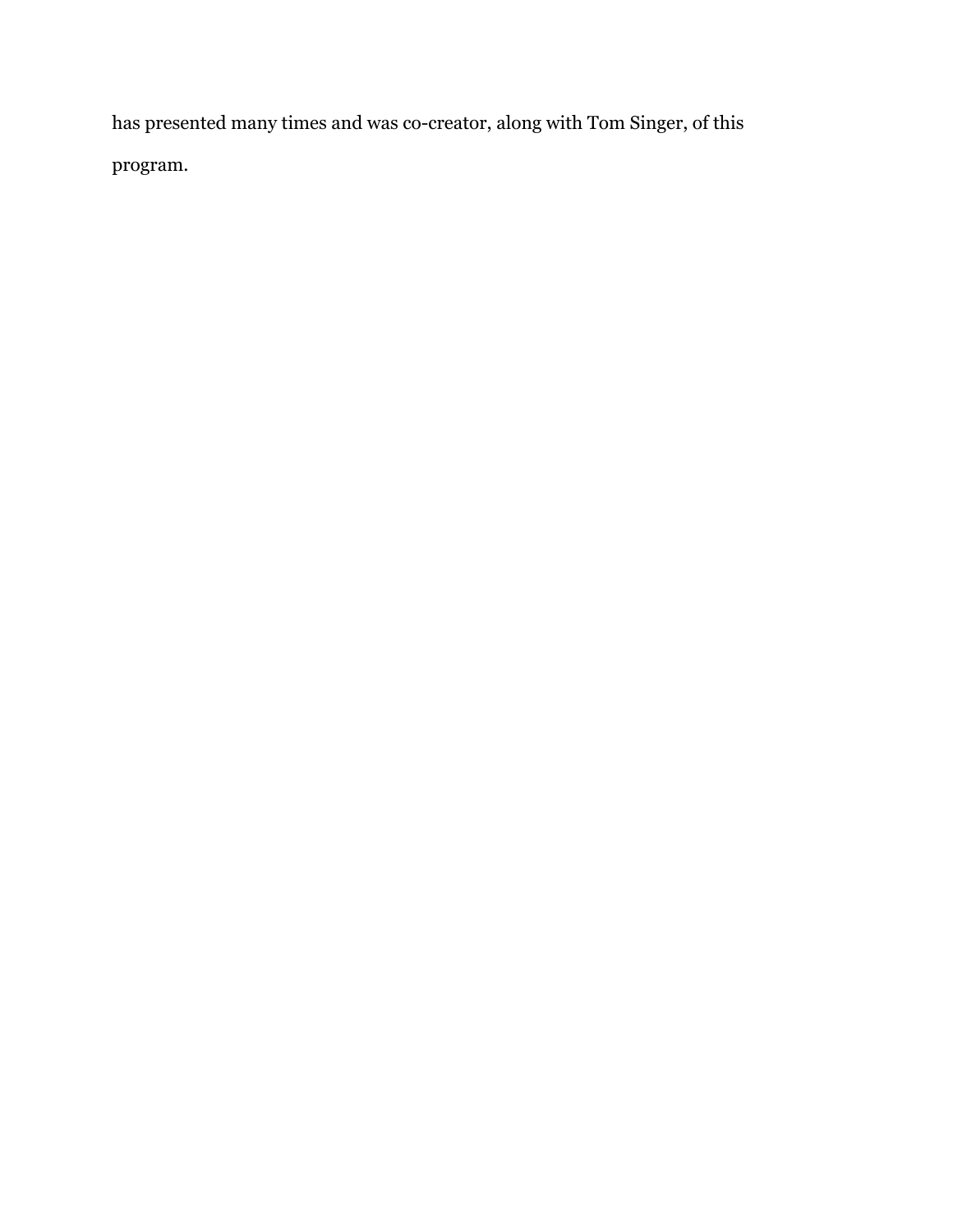has presented many times and was co-creator, along with Tom Singer, of this program.